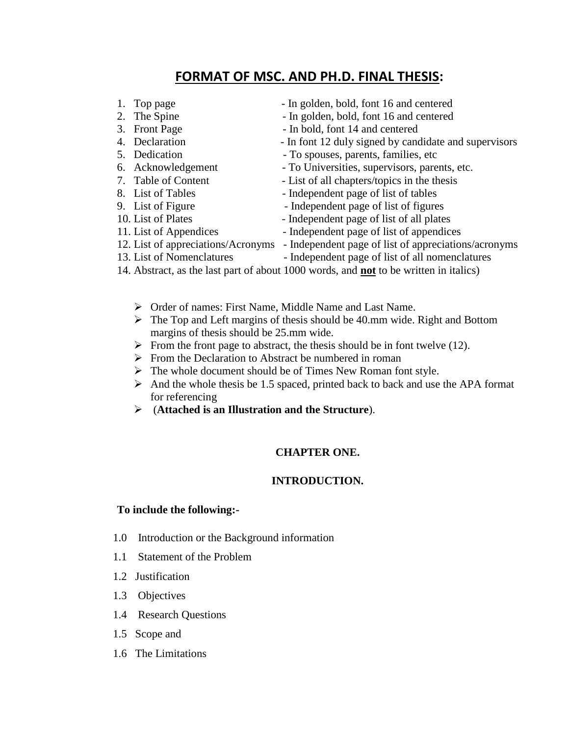# FORMAT OF MSC. AND PH.D. FINAL THESIS:

1. Top page - In golden, bold, font 16 and centered
2. The Spine - In golden, bold, font 16 and centered
3. Front Page - In bold, font 14 and centered
4. Declaration - In font 12 duly signed by candidate and supervisors
5. Dedication - To spouses, parents, families, etc
6. Acknowledgement - To Universities, supervisors, parents, etc.
7. Table of Content - List of all chapters/topics in the thesis
8. List of Tables - Independent page of list of tables
9. List of Figure - Independent page of list of figures
10. List of Plates - Independent page of list of all plates
11. List of Appendices - Independent page of list of appendices
12. List of appreciations/Acronyms - Independent page of list of appreciations/acronyms
13. List of Nomenclatures - Independent page of list of all nomenclatures
14. Abstract, as the last part of about 1000 words, and **not** to be written in italics)

- Order of names: First Name, Middle Name and Last Name.
- The Top and Left margins of thesis should be 40.mm wide. Right and Bottom margins of thesis should be 25.mm wide.
- From the front page to abstract, the thesis should be in font twelve (12).
- From the Declaration to Abstract be numbered in roman
- The whole document should be of Times New Roman font style.
- And the whole thesis be 1.5 spaced, printed back to back and use the APA format for referencing
- (**Attached is an Illustration and the Structure**).

## CHAPTER ONE.

## INTRODUCTION.

**To include the following:-**

1.0 Introduction or the Background information

1.1 Statement of the Problem

1.2 Justification

1.3 Objectives

1.4 Research Questions

1.5 Scope and

1.6 The Limitations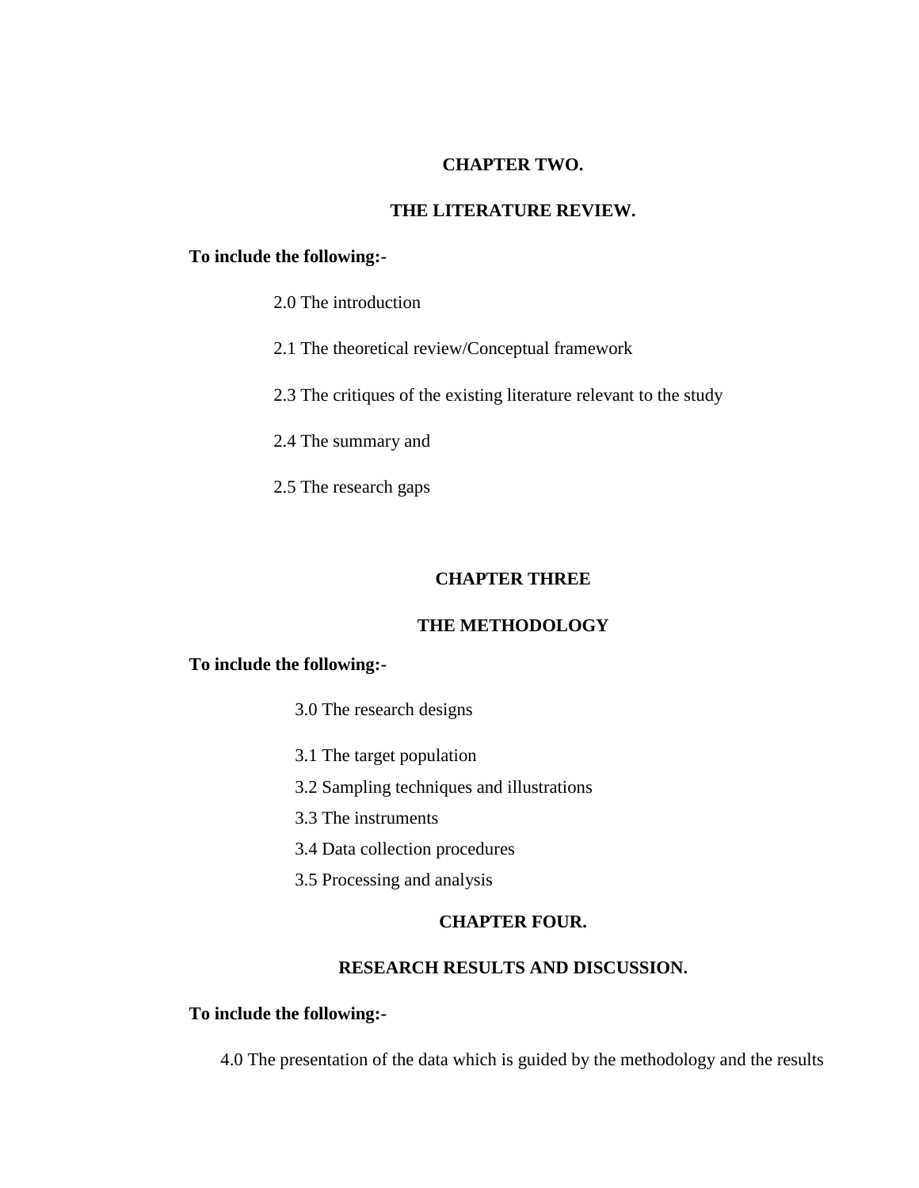## CHAPTER TWO.

## THE LITERATURE REVIEW.

**To include the following:-**

2.0 The introduction

2.1 The theoretical review/Conceptual framework

2.3 The critiques of the existing literature relevant to the study

2.4 The summary and

2.5 The research gaps

## CHAPTER THREE

## THE METHODOLOGY

**To include the following:-**

3.0 The research designs

3.1 The target population

3.2 Sampling techniques and illustrations

3.3 The instruments

3.4 Data collection procedures

3.5 Processing and analysis

## CHAPTER FOUR.

## RESEARCH RESULTS AND DISCUSSION.

**To include the following:-**

4.0 The presentation of the data which is guided by the methodology and the results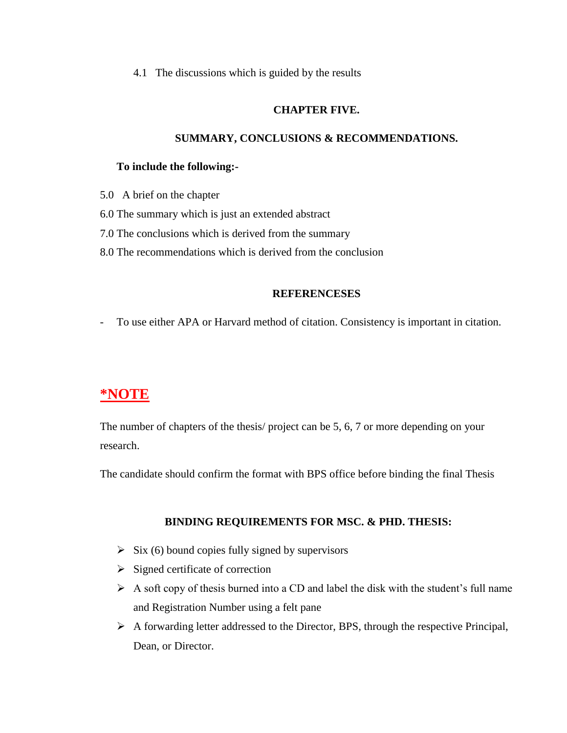4.1 The discussions which is guided by the results

## CHAPTER FIVE.

## SUMMARY, CONCLUSIONS & RECOMMENDATIONS.

**To include the following:-**

5.0 A brief on the chapter

6.0 The summary which is just an extended abstract

7.0 The conclusions which is derived from the summary

8.0 The recommendations which is derived from the conclusion

## REFERENCESES

- To use either APA or Harvard method of citation. Consistency is important in citation.

## *NOTE

The number of chapters of the thesis/ project can be 5, 6, 7 or more depending on your research.

The candidate should confirm the format with BPS office before binding the final Thesis

## BINDING REQUIREMENTS FOR MSC. & PHD. THESIS:

- Six (6) bound copies fully signed by supervisors
- Signed certificate of correction
- A soft copy of thesis burned into a CD and label the disk with the student's full name and Registration Number using a felt pane
- A forwarding letter addressed to the Director, BPS, through the respective Principal, Dean, or Director.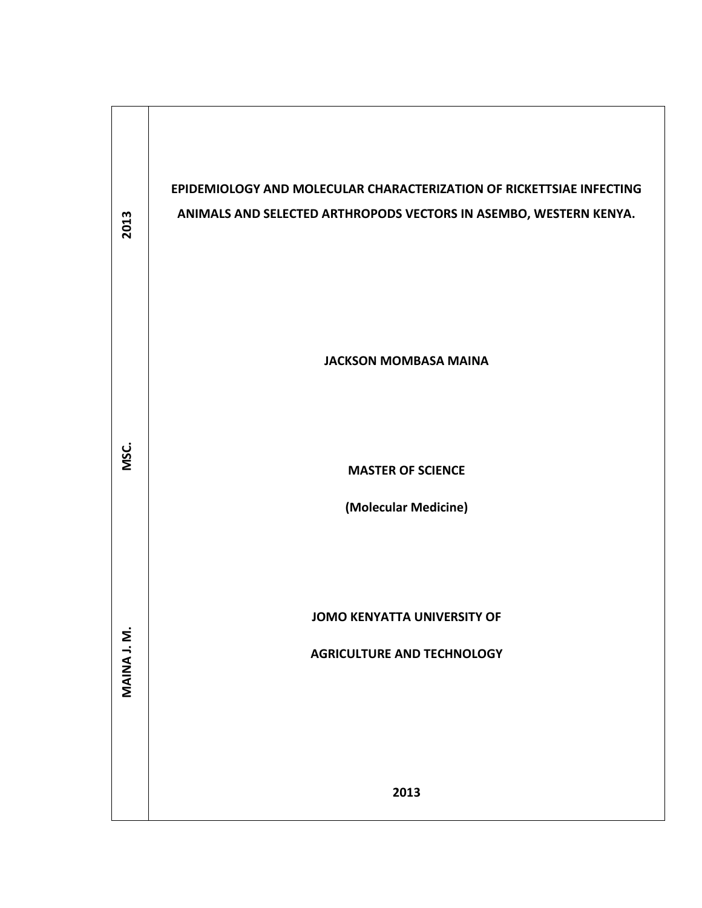2013

MSC.

MAINA J. M.

# EPIDEMIOLOGY AND MOLECULAR CHARACTERIZATION OF RICKETTSIAE INFECTING ANIMALS AND SELECTED ARTHROPODS VECTORS IN ASEMBO, WESTERN KENYA.

**JACKSON MOMBASA MAINA**

**MASTER OF SCIENCE**

**(Molecular Medicine)**

**JOMO KENYATTA UNIVERSITY OF**

**AGRICULTURE AND TECHNOLOGY**

**2013**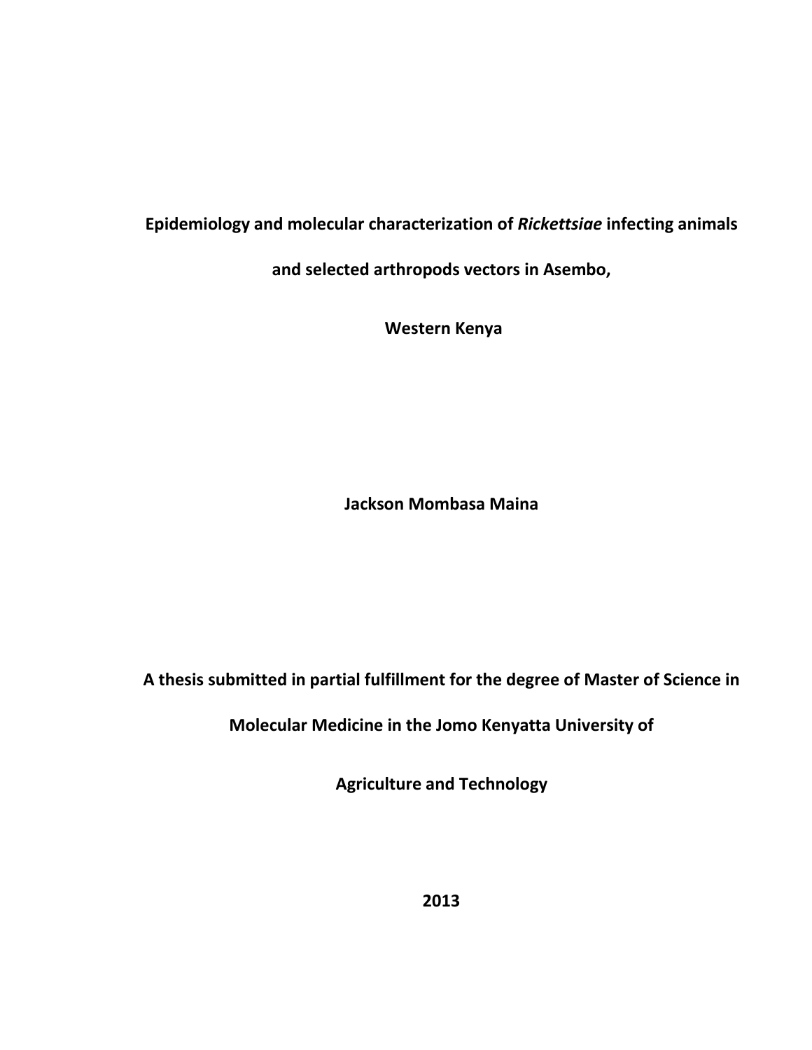**Epidemiology and molecular characterization of *Rickettsiae* infecting animals and selected arthropods vectors in Asembo, Western Kenya**

**Jackson Mombasa Maina**

**A thesis submitted in partial fulfillment for the degree of Master of Science in Molecular Medicine in the Jomo Kenyatta University of Agriculture and Technology**

**2013**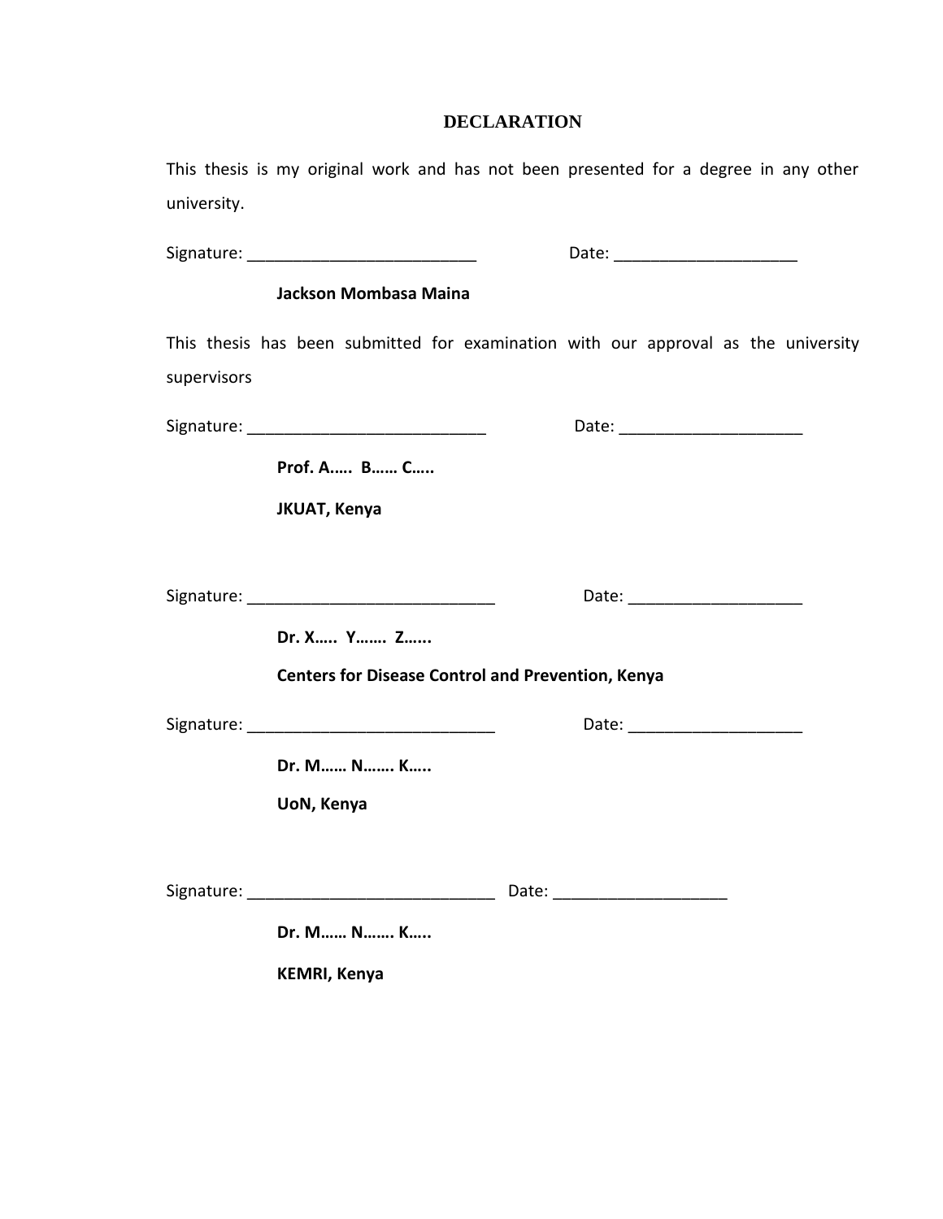# DECLARATION

This thesis is my original work and has not been presented for a degree in any other university.

Signature: _________________________ Date: ____________________

**Jackson Mombasa Maina**

This thesis has been submitted for examination with our approval as the university supervisors

Signature: __________________________ Date: ____________________

**Prof. A….. B…… C…..**

**JKUAT, Kenya**

Signature: ___________________________ Date: ___________________

**Dr. X….. Y……. Z…...**

**Centers for Disease Control and Prevention, Kenya**

Signature: ___________________________ Date: ___________________

**Dr. M…… N……. K…..**

**UoN, Kenya**

Signature: ___________________________ Date: ___________________

**Dr. M…… N……. K…..**

**KEMRI, Kenya**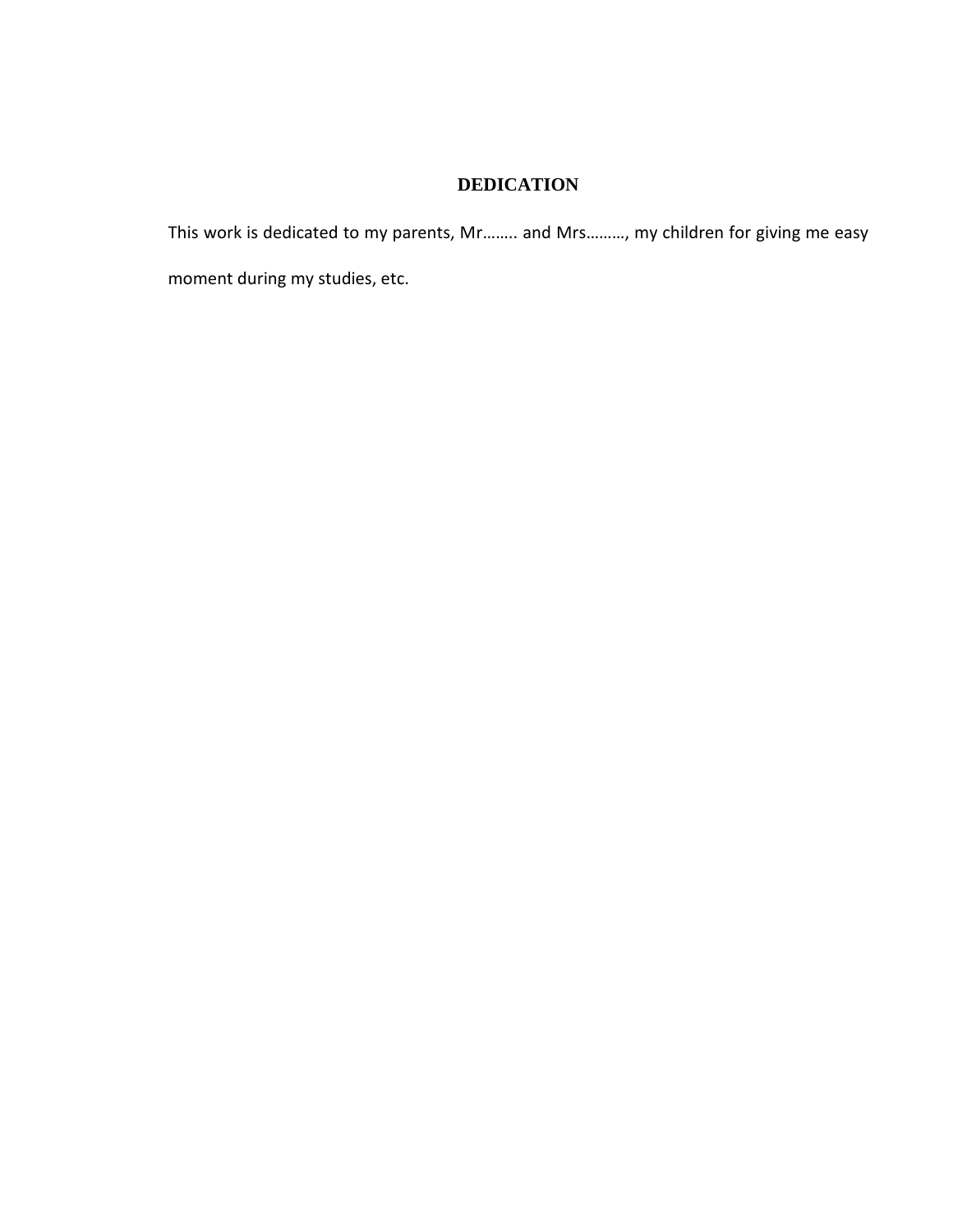## DEDICATION

This work is dedicated to my parents, Mr…….. and Mrs………, my children for giving me easy moment during my studies, etc.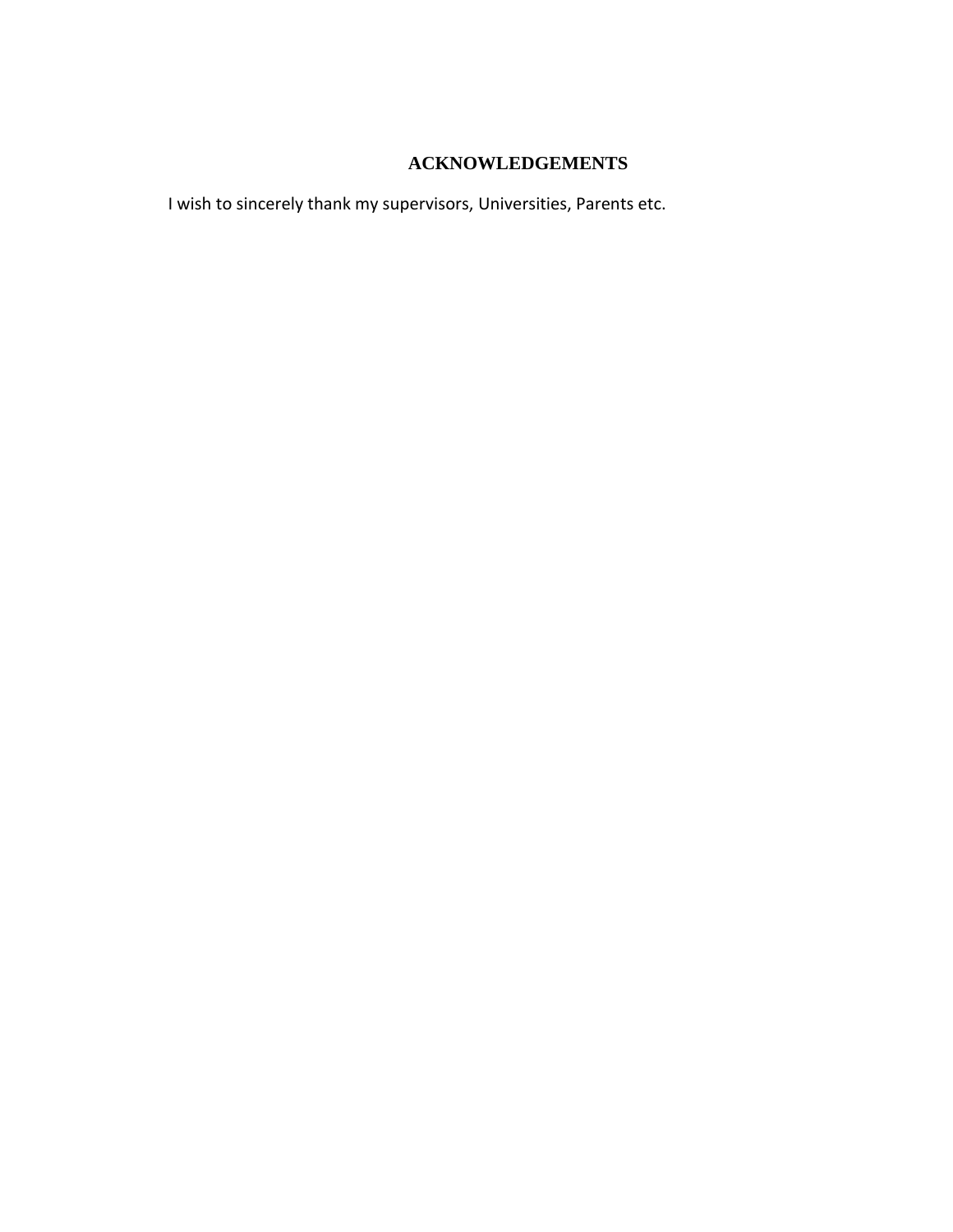# ACKNOWLEDGEMENTS

I wish to sincerely thank my supervisors, Universities, Parents etc.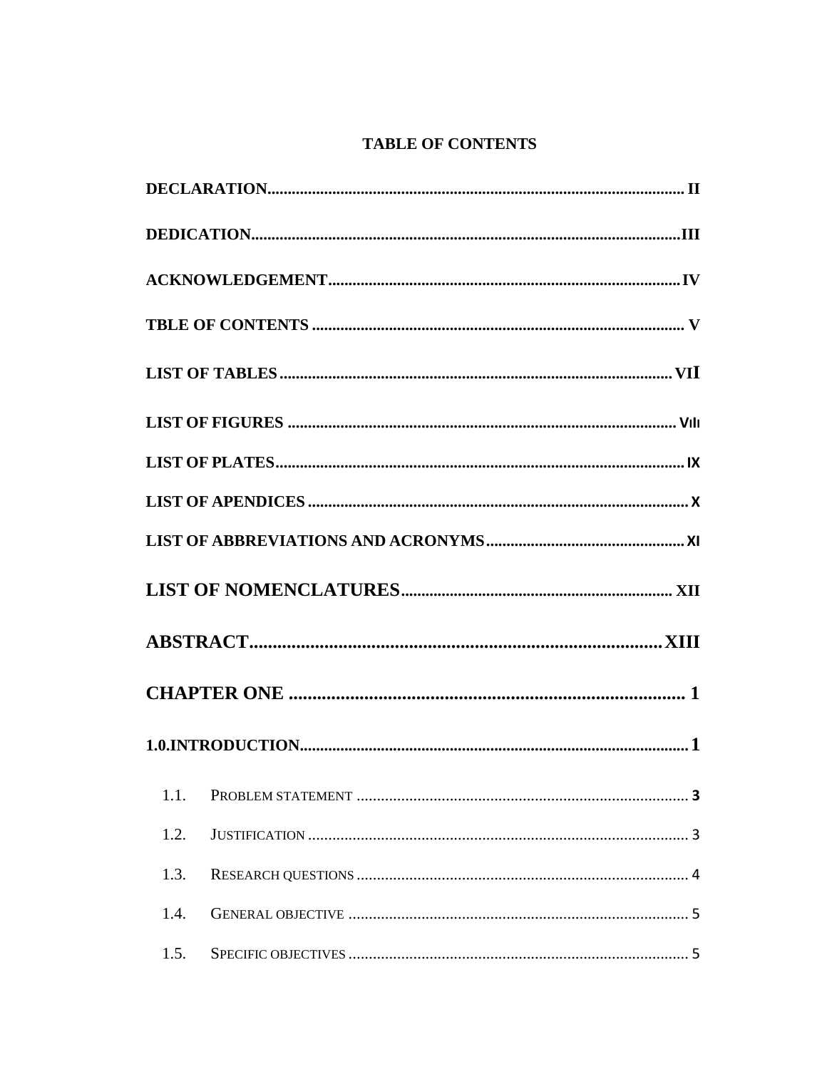# TABLE OF CONTENTS

**DECLARATION** ........................................................................................................ **II**

**DEDICATION** ........................................................................................................ **III**

**ACKNOWLEDGEMENT** ........................................................................................ **IV**

**TBLE OF CONTENTS** ........................................................................................... **V**

**LIST OF TABLES** ................................................................................................. **VII**

**LIST OF FIGURES** ............................................................................................... **VIII**

**LIST OF PLATES** ................................................................................................. **IX**

**LIST OF APENDICES** ........................................................................................... **X**

**LIST OF ABBREVIATIONS AND ACRONYMS** ....................................................... **XI**

**LIST OF NOMENCLATURES** .................................................................................. **XII**

**ABSTRACT** ........................................................................................................... **XIII**

**CHAPTER ONE** ..................................................................................................... **1**

**1.0.INTRODUCTION** ................................................................................................. **1**

1.1. PROBLEM STATEMENT ........................................................................................ **3**

1.2. JUSTIFICATION ................................................................................................... 3

1.3. RESEARCH QUESTIONS ........................................................................................ 4

1.4. GENERAL OBJECTIVE ........................................................................................... 5

1.5. SPECIFIC OBJECTIVES .......................................................................................... 5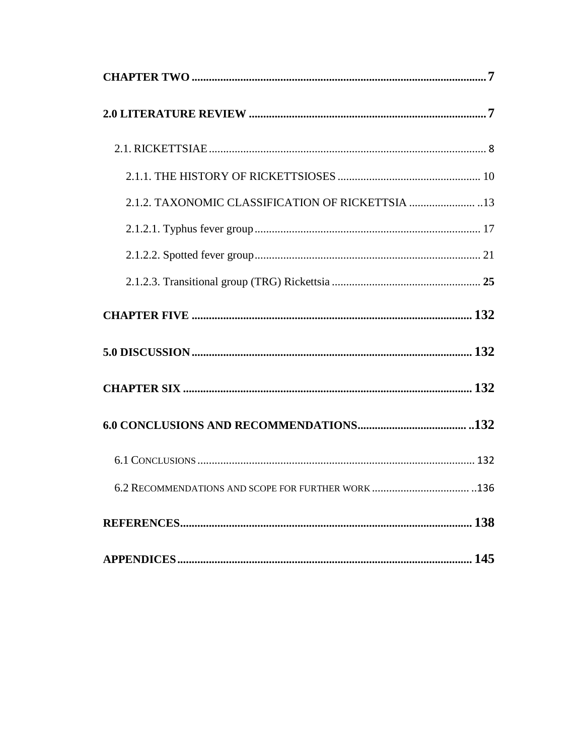**CHAPTER TWO** .......................................................................................................... **7**

**2.0 LITERATURE REVIEW** ...................................................................................... **7**

2.1. RICKETTSIAE ................................................................................................ 8

2.1.1. THE HISTORY OF RICKETTSIOSES .................................................. 10

2.1.2. TAXONOMIC CLASSIFICATION OF RICKETTSIA ....................... ..13

2.1.2.1. Typhus fever group ............................................................................... 17

2.1.2.2. Spotted fever group ............................................................................... 21

2.1.2.3. Transitional group (TRG) Rickettsia .................................................... **25**

**CHAPTER FIVE** .................................................................................................. **132**

**5.0 DISCUSSION** .................................................................................................. **132**

**CHAPTER SIX** .................................................................................................... **132**

**6.0 CONCLUSIONS AND RECOMMENDATIONS** ...................................... **..132**

6.1 CONCLUSIONS ................................................................................................ 132

6.2 RECOMMENDATIONS AND SCOPE FOR FURTHER WORK .................................. ..136

**REFERENCES** ..................................................................................................... **138**

**APPENDICES** ...................................................................................................... **145**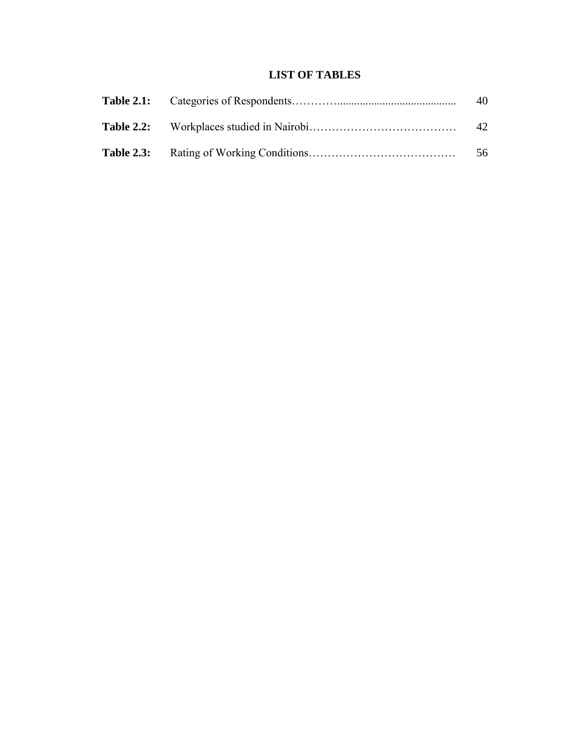## LIST OF TABLES

**Table 2.1:** Categories of Respondents………….......................................... 40

**Table 2.2:** Workplaces studied in Nairobi………………………………… 42

**Table 2.3:** Rating of Working Conditions………………………………… 56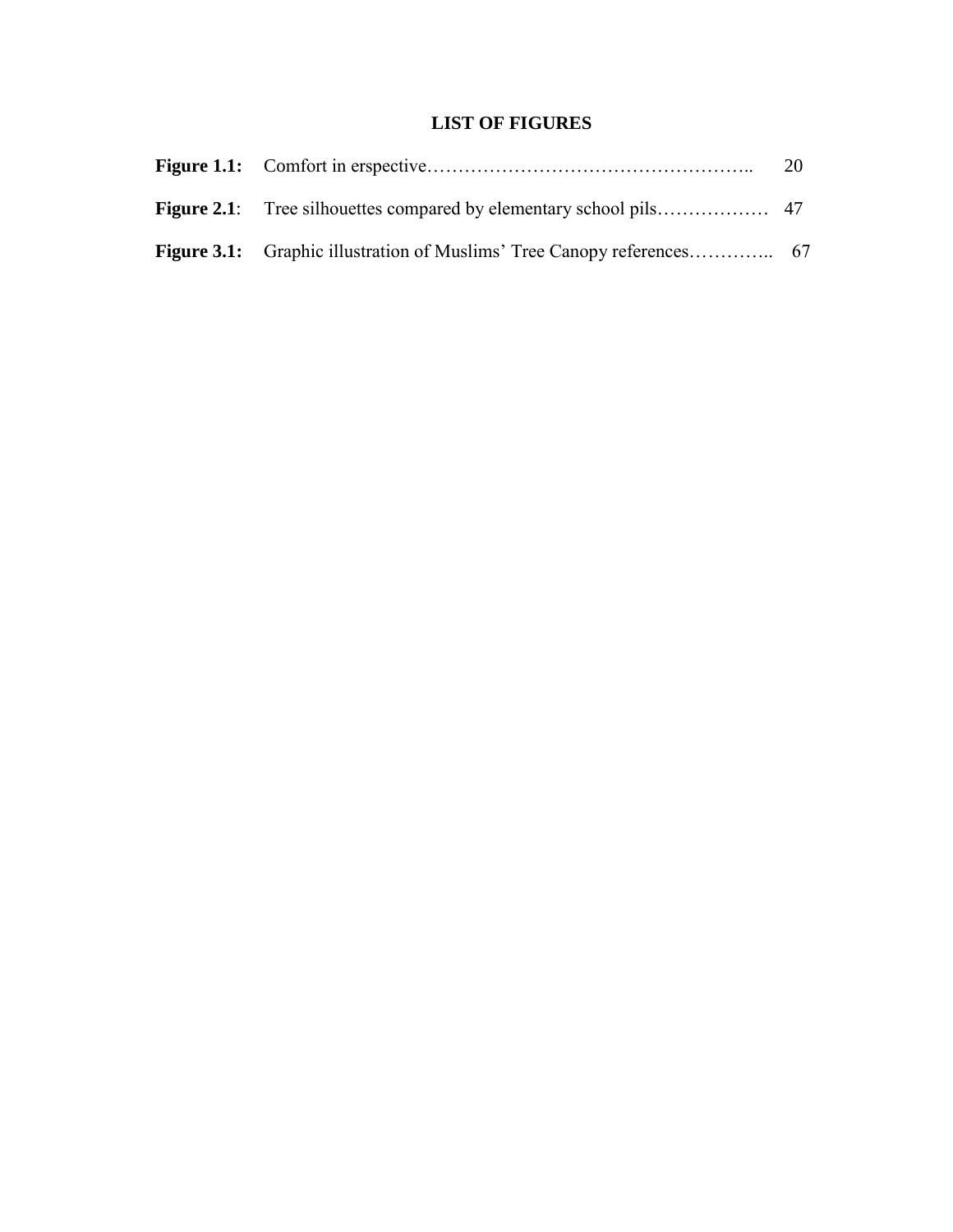## LIST OF FIGURES

**Figure 1.1:** Comfort in erspective…………………………………………….. 20

**Figure 2.1**: Tree silhouettes compared by elementary school pils……………… 47

**Figure 3.1:** Graphic illustration of Muslims' Tree Canopy references………….. 67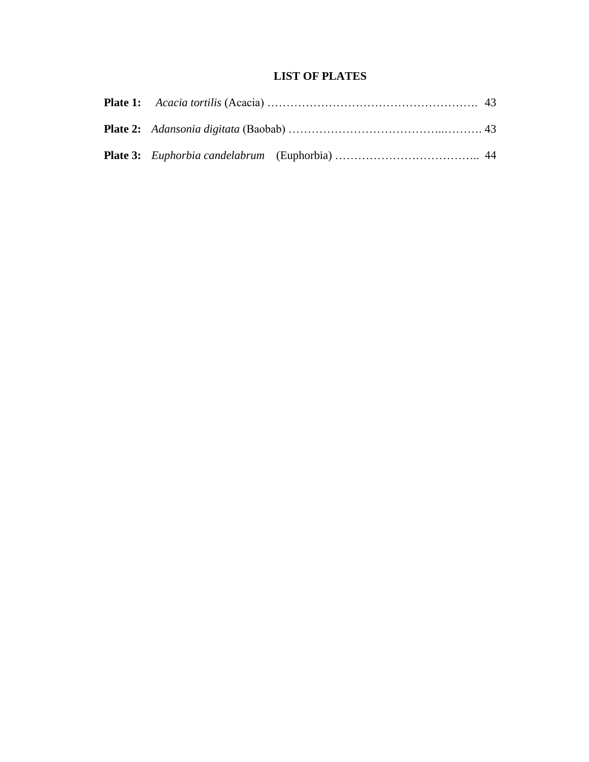# LIST OF PLATES

**Plate 1:** *Acacia tortilis* (Acacia) ………………………………………………. 43

**Plate 2:** *Adansonia digitata* (Baobab) ………………………………..………. 43

**Plate 3:** *Euphorbia candelabrum* (Euphorbia) ……………………………….. 44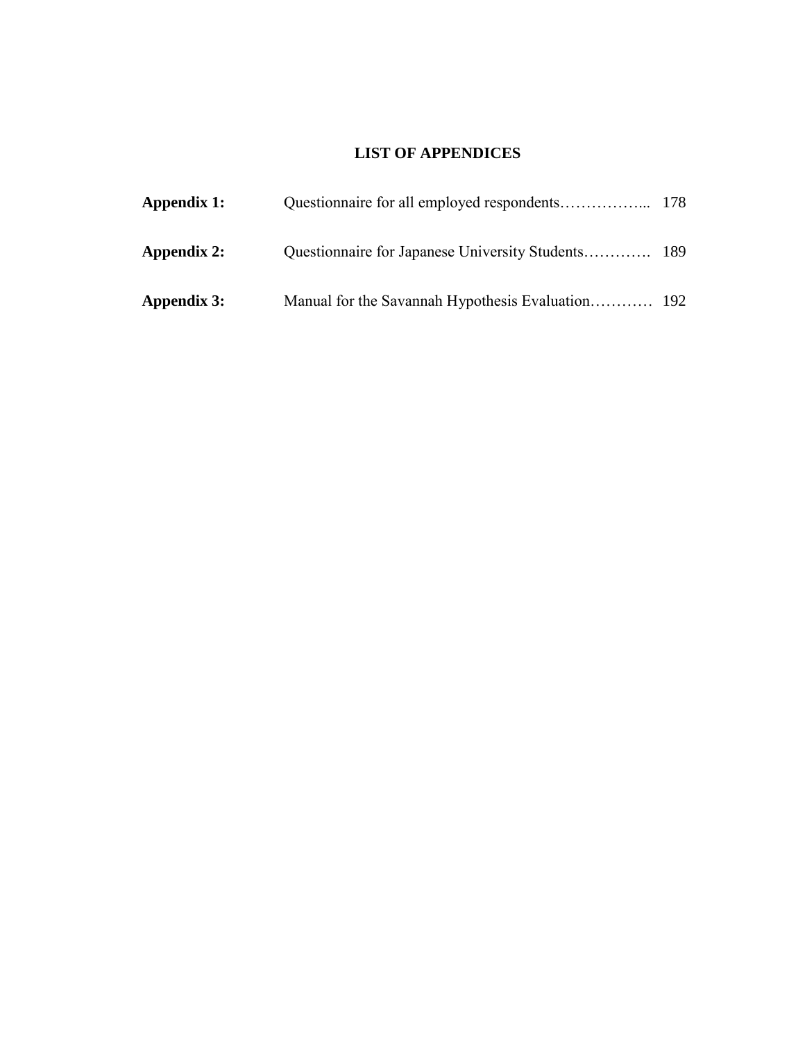# LIST OF APPENDICES

| | | |
|---|---|---|
| **Appendix 1:** | Questionnaire for all employed respondents…………….... | 178 |
| **Appendix 2:** | Questionnaire for Japanese University Students…………. | 189 |
| **Appendix 3:** | Manual for the Savannah Hypothesis Evaluation………… | 192 |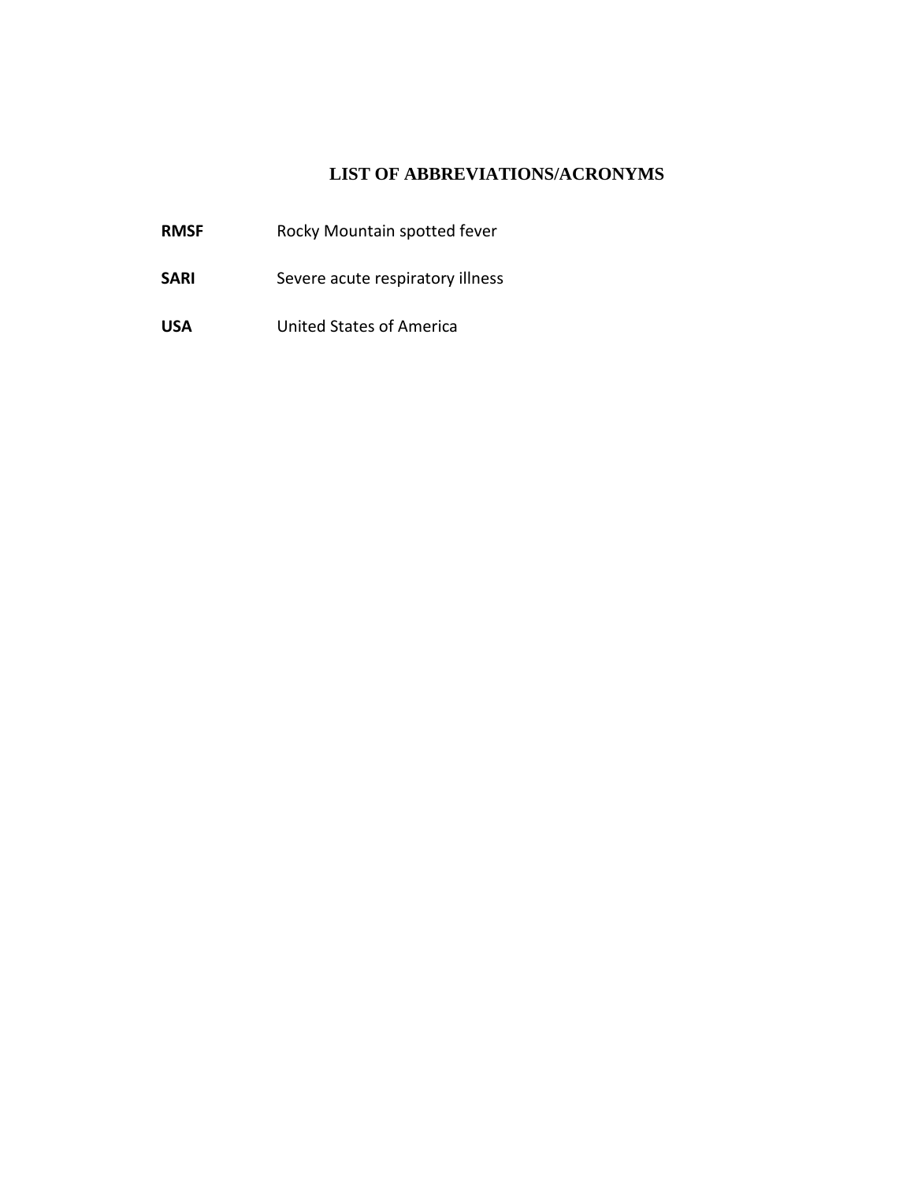# LIST OF ABBREVIATIONS/ACRONYMS

| | |
|---|---|
| **RMSF** | Rocky Mountain spotted fever |
| **SARI** | Severe acute respiratory illness |
| **USA** | United States of America |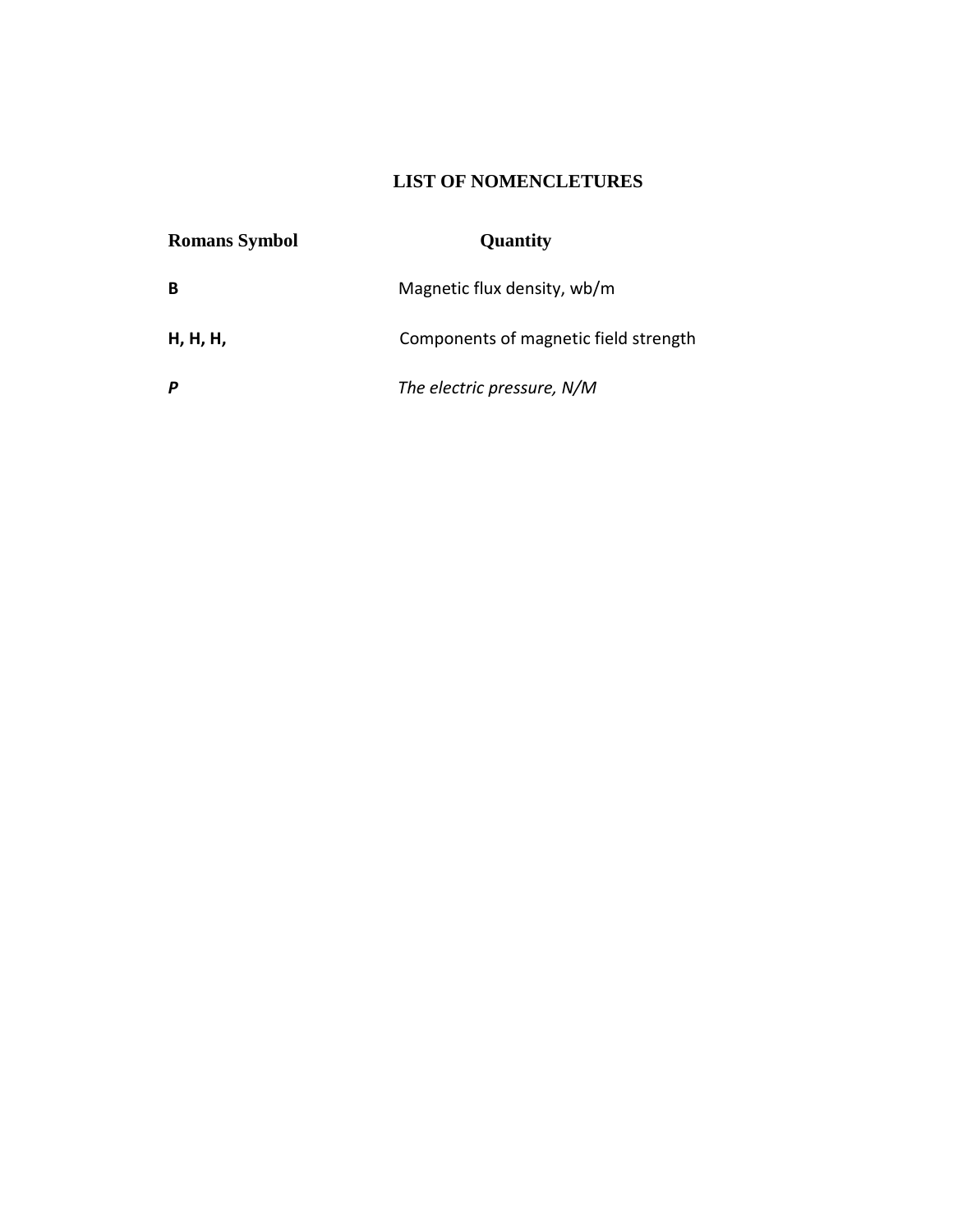## LIST OF NOMENCLETURES

| **Romans Symbol** | **Quantity** |
| --- | --- |
| **B** | Magnetic flux density, wb/m |
| **H, H, H,** | Components of magnetic field strength |
| ***P*** | *The electric pressure, N/M* |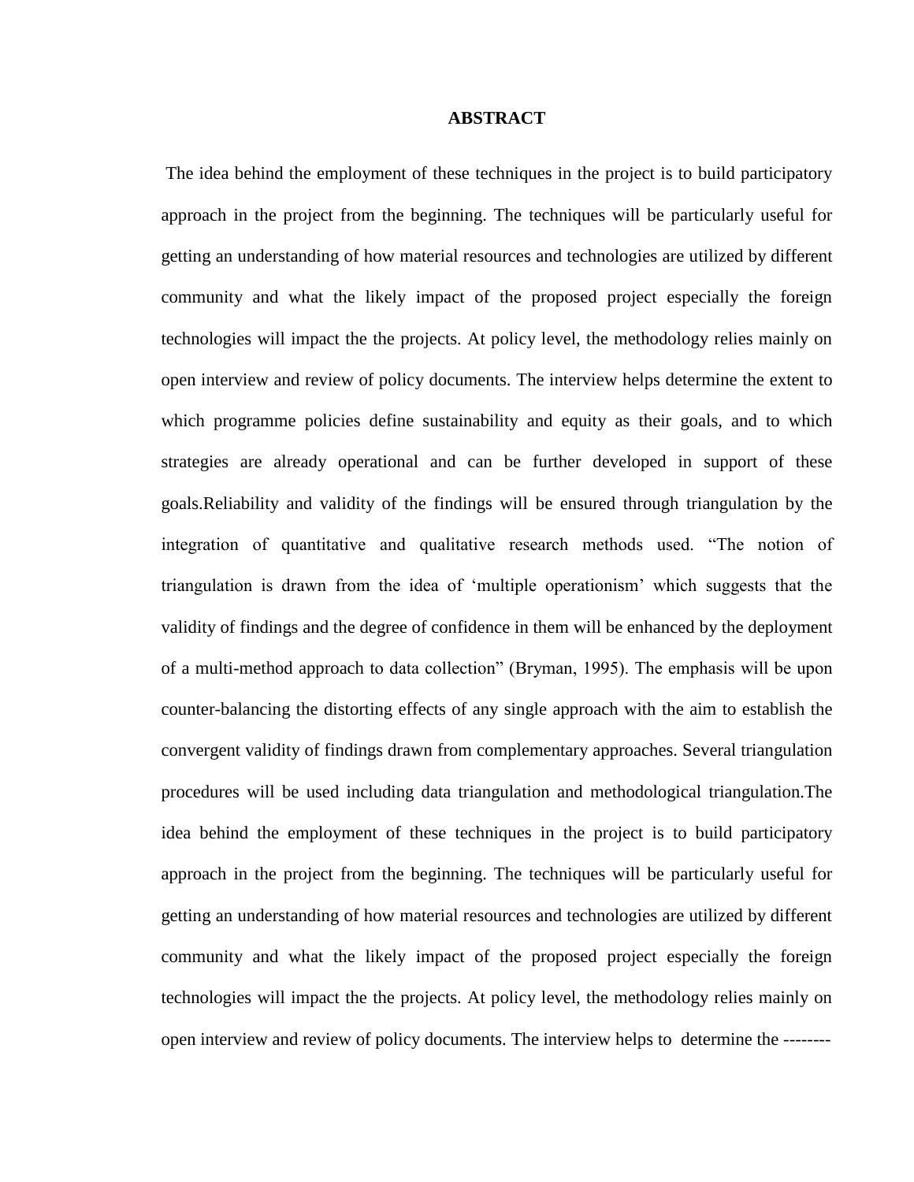# ABSTRACT

The idea behind the employment of these techniques in the project is to build participatory approach in the project from the beginning. The techniques will be particularly useful for getting an understanding of how material resources and technologies are utilized by different community and what the likely impact of the proposed project especially the foreign technologies will impact the the projects. At policy level, the methodology relies mainly on open interview and review of policy documents. The interview helps determine the extent to which programme policies define sustainability and equity as their goals, and to which strategies are already operational and can be further developed in support of these goals.Reliability and validity of the findings will be ensured through triangulation by the integration of quantitative and qualitative research methods used. "The notion of triangulation is drawn from the idea of 'multiple operationism' which suggests that the validity of findings and the degree of confidence in them will be enhanced by the deployment of a multi-method approach to data collection" (Bryman, 1995). The emphasis will be upon counter-balancing the distorting effects of any single approach with the aim to establish the convergent validity of findings drawn from complementary approaches. Several triangulation procedures will be used including data triangulation and methodological triangulation.The idea behind the employment of these techniques in the project is to build participatory approach in the project from the beginning. The techniques will be particularly useful for getting an understanding of how material resources and technologies are utilized by different community and what the likely impact of the proposed project especially the foreign technologies will impact the the projects. At policy level, the methodology relies mainly on open interview and review of policy documents. The interview helps to determine the --------